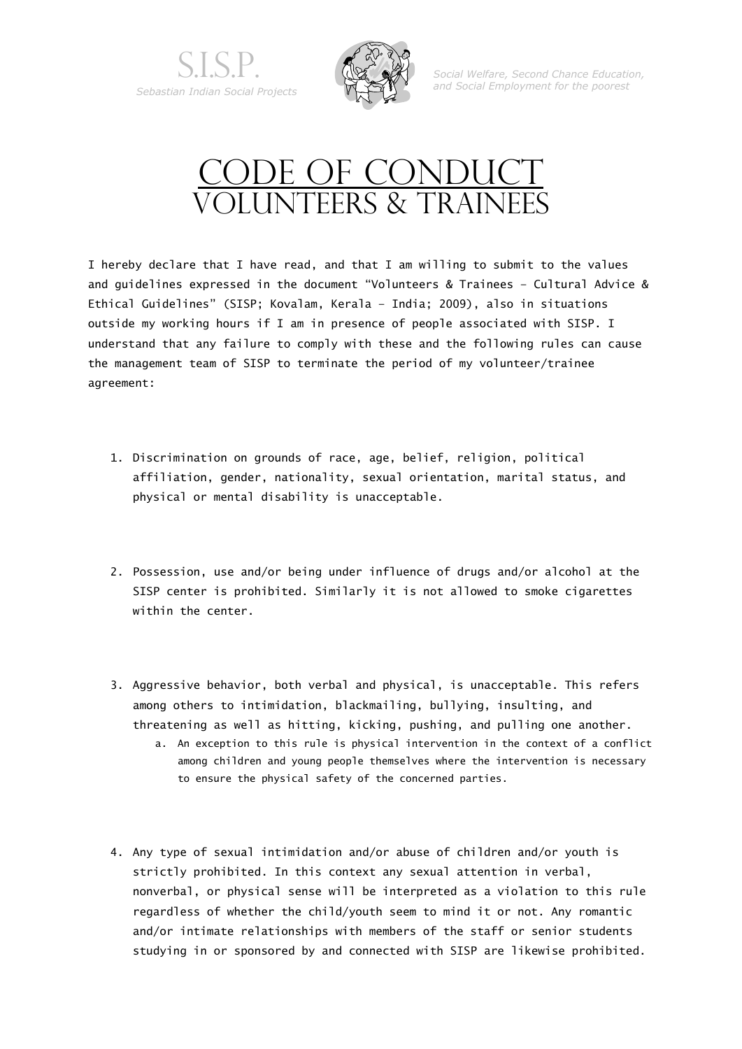S.I.S.P.
*Sebastian Indian Social Projects*

*Social Welfare, Second Chance Education, and Social Employment for the poorest*

# CODE OF CONDUCT
## VOLUNTEERS & TRAINEES

I hereby declare that I have read, and that I am willing to submit to the values and guidelines expressed in the document "Volunteers & Trainees – Cultural Advice & Ethical Guidelines" (SISP; Kovalam, Kerala – India; 2009), also in situations outside my working hours if I am in presence of people associated with SISP. I understand that any failure to comply with these and the following rules can cause the management team of SISP to terminate the period of my volunteer/trainee agreement:

1. Discrimination on grounds of race, age, belief, religion, political affiliation, gender, nationality, sexual orientation, marital status, and physical or mental disability is unacceptable.

2. Possession, use and/or being under influence of drugs and/or alcohol at the SISP center is prohibited. Similarly it is not allowed to smoke cigarettes within the center.

3. Aggressive behavior, both verbal and physical, is unacceptable. This refers among others to intimidation, blackmailing, bullying, insulting, and threatening as well as hitting, kicking, pushing, and pulling one another.
    a. An exception to this rule is physical intervention in the context of a conflict among children and young people themselves where the intervention is necessary to ensure the physical safety of the concerned parties.

4. Any type of sexual intimidation and/or abuse of children and/or youth is strictly prohibited. In this context any sexual attention in verbal, nonverbal, or physical sense will be interpreted as a violation to this rule regardless of whether the child/youth seem to mind it or not. Any romantic and/or intimate relationships with members of the staff or senior students studying in or sponsored by and connected with SISP are likewise prohibited.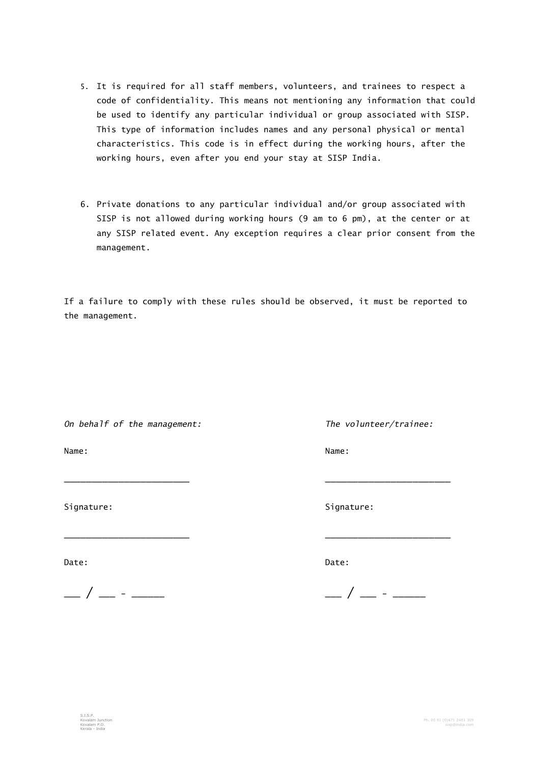5. It is required for all staff members, volunteers, and trainees to respect a code of confidentiality. This means not mentioning any information that could be used to identify any particular individual or group associated with SISP. This type of information includes names and any personal physical or mental characteristics. This code is in effect during the working hours, after the working hours, even after you end your stay at SISP India.

6. Private donations to any particular individual and/or group associated with SISP is not allowed during working hours (9 am to 6 pm), at the center or at any SISP related event. Any exception requires a clear prior consent from the management.

If a failure to comply with these rules should be observed, it must be reported to the management.

| *On behalf of the management:* | *The volunteer/trainee:* |
|---|---|
| Name: | Name: |
| ________________________ | ________________________ |
| Signature: | Signature: |
| ________________________ | ________________________ |
| Date: | Date: |
| ___ / ___ - _____ | ___ / ___ - _____ |

S.I.S.P.
Kovalam Junction
Kovalam P.O.
Kerala - India

Ph. 00 91 (0)471 2481 309
sisp@india.com